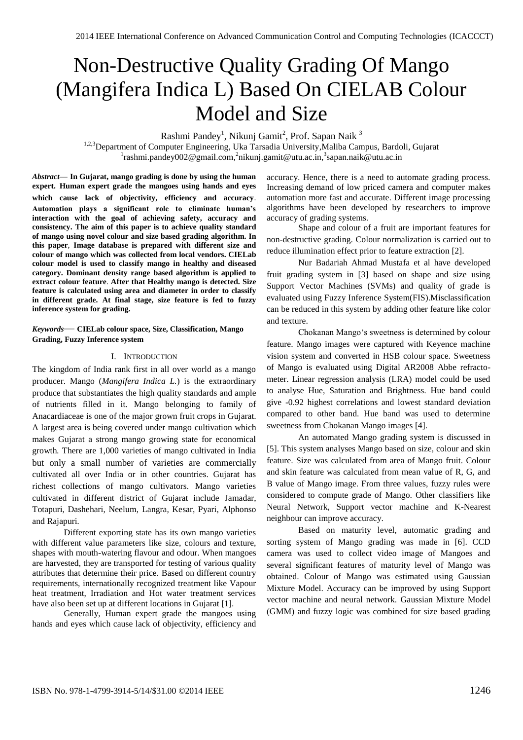# Non-Destructive Quality Grading Of Mango (Mangifera Indica L) Based On CIELAB Colour Model and Size

Rashmi Pandey[1], Nikunj Gamit[2], Prof. Sapan Naik [3]

[1,2,3]Department of Computer Engineering, Uka Tarsadia University, Maliba Campus, Bardoli, Gujarat

[1]rashmi.pandey002@gmail.com, [2]nikunj.gamit@utu.ac.in, [3]sapan.naik@utu.ac.in

***Abstract*— In Gujarat, mango grading is done by using the human expert. Human expert grade the mangoes using hands and eyes which cause lack of objectivity, efficiency and accuracy. Automation plays a significant role to eliminate human's interaction with the goal of achieving safety, accuracy and consistency. The aim of this paper is to achieve quality standard of mango using novel colour and size based grading algorithm. In this paper, Image database is prepared with different size and colour of mango which was collected from local vendors. CIELab colour model is used to classify mango in healthy and diseased category. Dominant density range based algorithm is applied to extract colour feature. After that Healthy mango is detected. Size feature is calculated using area and diameter in order to classify in different grade. At final stage, size feature is fed to fuzzy inference system for grading.**

***Keywords*— CIELab colour space, Size, Classification, Mango Grading, Fuzzy Inference system**

## I. Introduction

The kingdom of India rank first in all over world as a mango producer. Mango (*Mangifera Indica L.*) is the extraordinary produce that substantiates the high quality standards and ample of nutrients filled in it. Mango belonging to family of Anacardiaceae is one of the major grown fruit crops in Gujarat. A largest area is being covered under mango cultivation which makes Gujarat a strong mango growing state for economical growth. There are 1,000 varieties of mango cultivated in India but only a small number of varieties are commercially cultivated all over India or in other countries. Gujarat has richest collections of mango cultivators. Mango varieties cultivated in different district of Gujarat include Jamadar, Totapuri, Dashehari, Neelum, Langra, Kesar, Pyari, Alphonso and Rajapuri.

Different exporting state has its own mango varieties with different value parameters like size, colours and texture, shapes with mouth-watering flavour and odour. When mangoes are harvested, they are transported for testing of various quality attributes that determine their price. Based on different country requirements, internationally recognized treatment like Vapour heat treatment, Irradiation and Hot water treatment services have also been set up at different locations in Gujarat [1].

Generally, Human expert grade the mangoes using hands and eyes which cause lack of objectivity, efficiency and accuracy. Hence, there is a need to automate grading process. Increasing demand of low priced camera and computer makes automation more fast and accurate. Different image processing algorithms have been developed by researchers to improve accuracy of grading systems.

Shape and colour of a fruit are important features for non-destructive grading. Colour normalization is carried out to reduce illumination effect prior to feature extraction [2].

Nur Badariah Ahmad Mustafa et al have developed fruit grading system in [3] based on shape and size using Support Vector Machines (SVMs) and quality of grade is evaluated using Fuzzy Inference System(FIS).Misclassification can be reduced in this system by adding other feature like color and texture.

Chokanan Mango's sweetness is determined by colour feature. Mango images were captured with Keyence machine vision system and converted in HSB colour space. Sweetness of Mango is evaluated using Digital AR2008 Abbe refractometer. Linear regression analysis (LRA) model could be used to analyse Hue, Saturation and Brightness. Hue band could give -0.92 highest correlations and lowest standard deviation compared to other band. Hue band was used to determine sweetness from Chokanan Mango images [4].

An automated Mango grading system is discussed in [5]. This system analyses Mango based on size, colour and skin feature. Size was calculated from area of Mango fruit. Colour and skin feature was calculated from mean value of R, G, and B value of Mango image. From three values, fuzzy rules were considered to compute grade of Mango. Other classifiers like Neural Network, Support vector machine and K-Nearest neighbour can improve accuracy.

Based on maturity level, automatic grading and sorting system of Mango grading was made in [6]. CCD camera was used to collect video image of Mangoes and several significant features of maturity level of Mango was obtained. Colour of Mango was estimated using Gaussian Mixture Model. Accuracy can be improved by using Support vector machine and neural network. Gaussian Mixture Model (GMM) and fuzzy logic was combined for size based grading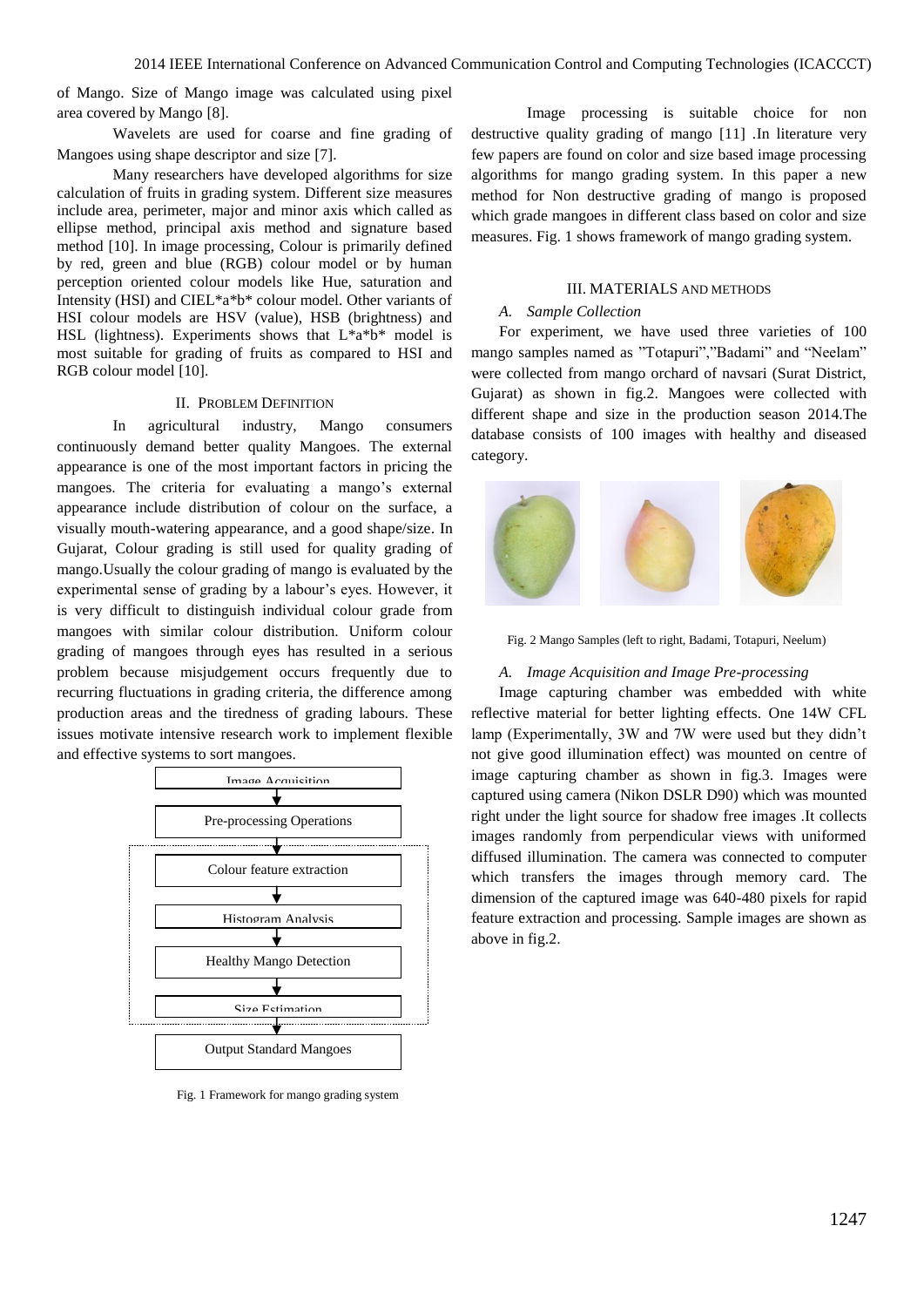of Mango. Size of Mango image was calculated using pixel area covered by Mango [8].

Wavelets are used for coarse and fine grading of Mangoes using shape descriptor and size [7].

Many researchers have developed algorithms for size calculation of fruits in grading system. Different size measures include area, perimeter, major and minor axis which called as ellipse method, principal axis method and signature based method [10]. In image processing, Colour is primarily defined by red, green and blue (RGB) colour model or by human perception oriented colour models like Hue, saturation and Intensity (HSI) and CIEL*a*b* colour model. Other variants of HSI colour models are HSV (value), HSB (brightness) and HSL (lightness). Experiments shows that L*a*b* model is most suitable for grading of fruits as compared to HSI and RGB colour model [10].

## II. Problem Definition

In agricultural industry, Mango consumers continuously demand better quality Mangoes. The external appearance is one of the most important factors in pricing the mangoes. The criteria for evaluating a mango's external appearance include distribution of colour on the surface, a visually mouth-watering appearance, and a good shape/size. In Gujarat, Colour grading is still used for quality grading of mango.Usually the colour grading of mango is evaluated by the experimental sense of grading by a labour's eyes. However, it is very difficult to distinguish individual colour grade from mangoes with similar colour distribution. Uniform colour grading of mangoes through eyes has resulted in a serious problem because misjudgement occurs frequently due to recurring fluctuations in grading criteria, the difference among production areas and the tiredness of grading labours. These issues motivate intensive research work to implement flexible and effective systems to sort mangoes.

Image Acquisition → Pre-processing Operations → Colour feature extraction → Histogram Analysis → Healthy Mango Detection → Size Estimation → Output Standard Mangoes

Fig. 1 Framework for mango grading system

Image processing is suitable choice for non destructive quality grading of mango [11] .In literature very few papers are found on color and size based image processing algorithms for mango grading system. In this paper a new method for Non destructive grading of mango is proposed which grade mangoes in different class based on color and size measures. Fig. 1 shows framework of mango grading system.

## III. Materials and Methods

### A. Sample Collection

For experiment, we have used three varieties of 100 mango samples named as "Totapuri","Badami" and "Neelam" were collected from mango orchard of navsari (Surat District, Gujarat) as shown in fig.2. Mangoes were collected with different shape and size in the production season 2014.The database consists of 100 images with healthy and diseased category.

Fig. 2 Mango Samples (left to right, Badami, Totapuri, Neelum)

### A. Image Acquisition and Image Pre-processing

Image capturing chamber was embedded with white reflective material for better lighting effects. One 14W CFL lamp (Experimentally, 3W and 7W were used but they didn't not give good illumination effect) was mounted on centre of image capturing chamber as shown in fig.3. Images were captured using camera (Nikon DSLR D90) which was mounted right under the light source for shadow free images .It collects images randomly from perpendicular views with uniformed diffused illumination. The camera was connected to computer which transfers the images through memory card. The dimension of the captured image was 640-480 pixels for rapid feature extraction and processing. Sample images are shown as above in fig.2.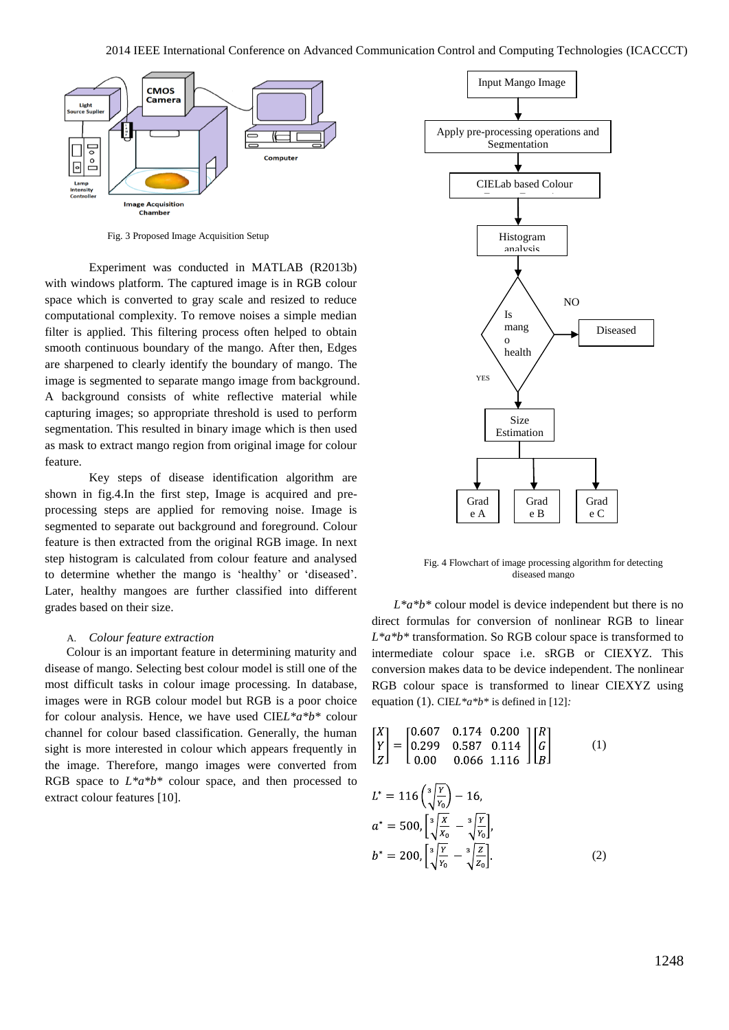Image Acquisition Chamber

Fig. 3 Proposed Image Acquisition Setup

Experiment was conducted in MATLAB (R2013b) with windows platform. The captured image is in RGB colour space which is converted to gray scale and resized to reduce computational complexity. To remove noises a simple median filter is applied. This filtering process often helped to obtain smooth continuous boundary of the mango. After then, Edges are sharpened to clearly identify the boundary of mango. The image is segmented to separate mango image from background. A background consists of white reflective material while capturing images; so appropriate threshold is used to perform segmentation. This resulted in binary image which is then used as mask to extract mango region from original image for colour feature.

Key steps of disease identification algorithm are shown in fig.4.In the first step, Image is acquired and pre-processing steps are applied for removing noise. Image is segmented to separate out background and foreground. Colour feature is then extracted from the original RGB image. In next step histogram is calculated from colour feature and analysed to determine whether the mango is 'healthy' or 'diseased'. Later, healthy mangoes are further classified into different grades based on their size.

### A. *Colour feature extraction*

Colour is an important feature in determining maturity and disease of mango. Selecting best colour model is still one of the most difficult tasks in colour image processing. In database, images were in RGB colour model but RGB is a poor choice for colour analysis. Hence, we have used CIE*L\*a\*b\** colour channel for colour based classification. Generally, the human sight is more interested in colour which appears frequently in the image. Therefore, mango images were converted from RGB space to *L\*a\*b\** colour space, and then processed to extract colour features [10].

Input Mango Image

Apply pre-processing operations and Segmentation

CIELab based Colour

Histogram analysis

Is mango health

NO

Diseased

YES

Size Estimation

Grade A

Grade B

Grade C

Fig. 4 Flowchart of image processing algorithm for detecting diseased mango

*L\*a\*b\** colour model is device independent but there is no direct formulas for conversion of nonlinear RGB to linear *L\*a\*b\** transformation. So RGB colour space is transformed to intermediate colour space i.e. sRGB or CIEXYZ. This conversion makes data to be device independent. The nonlinear RGB colour space is transformed to linear CIEXYZ using equation (1). CIE*L\*a\*b\** is defined in [12]:

$$\begin{bmatrix} X \\ Y \\ Z \end{bmatrix} = \begin{bmatrix} 0.607 & 0.174 & 0.200 \\ 0.299 & 0.587 & 0.114 \\ 0.00 & 0.066 & 1.116 \end{bmatrix} \begin{bmatrix} R \\ G \\ B \end{bmatrix} \quad (1)$$

$$L^* = 116\left(\sqrt[3]{\frac{Y}{Y_0}}\right) - 16,$$
$$a^* = 500,\left[\sqrt[3]{\frac{X}{X_0}} - \sqrt[3]{\frac{Y}{Y_0}}\right],$$
$$b^* = 200,\left[\sqrt[3]{\frac{Y}{Y_0}} - \sqrt[3]{\frac{Z}{Z_0}}\right]. \quad (2)$$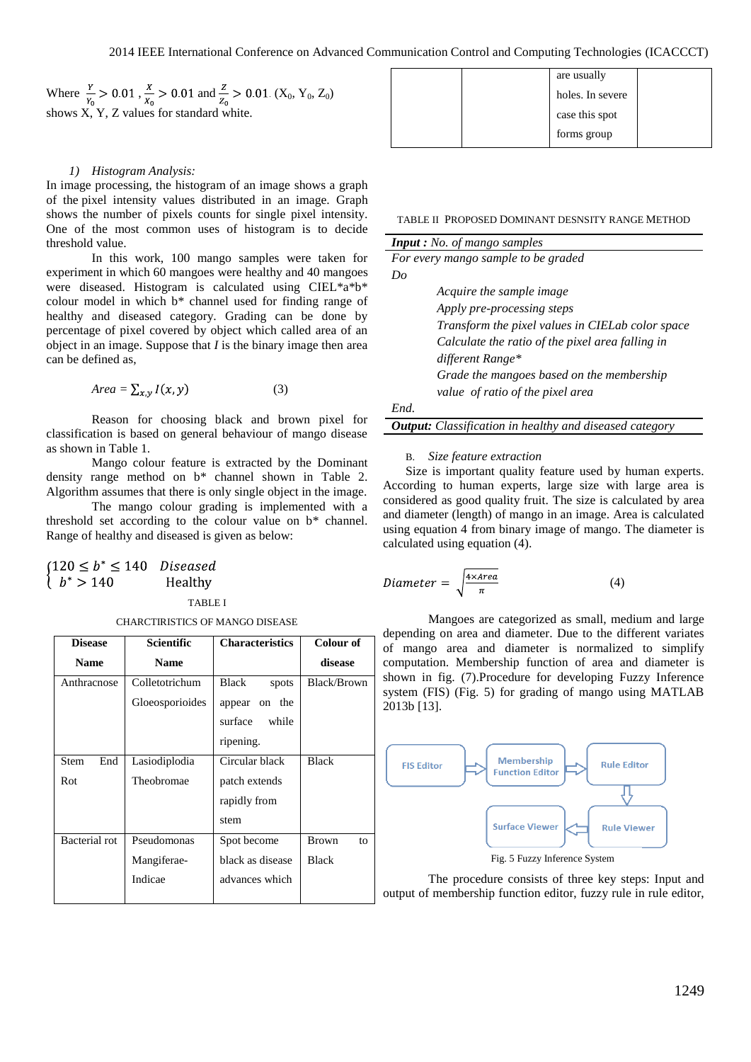Where $\frac{Y}{Y_0} > 0.01$ , $\frac{X}{X_0} > 0.01$ and $\frac{Z}{Z_0} > 0.01$. ($X_0$, $Y_0$, $Z_0$) shows X, Y, Z values for standard white.

*1) Histogram Analysis:*

In image processing, the histogram of an image shows a graph of the pixel intensity values distributed in an image. Graph shows the number of pixels counts for single pixel intensity. One of the most common uses of histogram is to decide threshold value.

In this work, 100 mango samples were taken for experiment in which 60 mangoes were healthy and 40 mangoes were diseased. Histogram is calculated using CIEL*a*b* colour model in which b* channel used for finding range of healthy and diseased category. Grading can be done by percentage of pixel covered by object which called area of an object in an image. Suppose that *I* is the binary image then area can be defined as,

$$Area = \sum_{x,y} I(x,y) \tag{3}$$

Reason for choosing black and brown pixel for classification is based on general behaviour of mango disease as shown in Table 1.

Mango colour feature is extracted by the Dominant density range method on b* channel shown in Table 2. Algorithm assumes that there is only single object in the image.

The mango colour grading is implemented with a threshold set according to the colour value on b* channel. Range of healthy and diseased is given as below:

$$\begin{cases} 120 \le b^* \le 140 & Diseased \\ b^* > 140 & \text{Healthy} \end{cases}$$

TABLE I
CHARCTIRISTICS OF MANGO DISEASE

| Disease Name | Scientific Name | Characteristics | Colour of disease |
|---|---|---|---|
| Anthracnose | Colletotrichum Gloeosporioides | Black spots appear on the surface while ripening. | Black/Brown |
| Stem End Rot | Lasiodiplodia Theobromae | Circular black patch extends rapidly from stem | Black |
| Bacterial rot | Pseudomonas Mangiferae-Indicae | Spot become black as disease advances which are usually holes. In severe case this spot forms group | Brown to Black |

TABLE II PROPOSED DOMINANT DESNSITY RANGE METHOD

***Input :*** *No. of mango samples*
*For every mango sample to be graded*
*Do*
*Acquire the sample image*
*Apply pre-processing steps*
*Transform the pixel values in CIELab color space*
*Calculate the ratio of the pixel area falling in different Range**
*Grade the mangoes based on the membership value of ratio of the pixel area*
*End.*
***Output:*** *Classification in healthy and diseased category*

B. *Size feature extraction*

Size is important quality feature used by human experts. According to human experts, large size with large area is considered as good quality fruit. The size is calculated by area and diameter (length) of mango in an image. Area is calculated using equation 4 from binary image of mango. The diameter is calculated using equation (4).

$$Diameter = \sqrt{\frac{4 \times Area}{\pi}} \tag{4}$$

Mangoes are categorized as small, medium and large depending on area and diameter. Due to the different variates of mango area and diameter is normalized to simplify computation. Membership function of area and diameter is shown in fig. (7).Procedure for developing Fuzzy Inference system (FIS) (Fig. 5) for grading of mango using MATLAB 2013b [13].

FIS Editor → Membership Function Editor → Rule Editor → Rule Viewer → Surface Viewer

Fig. 5 Fuzzy Inference System

The procedure consists of three key steps: Input and output of membership function editor, fuzzy rule in rule editor,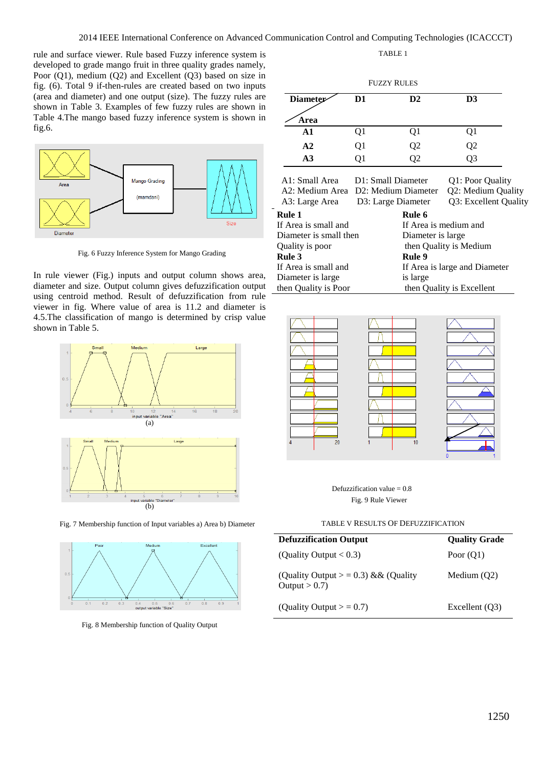rule and surface viewer. Rule based Fuzzy inference system is developed to grade mango fruit in three quality grades namely, Poor (Q1), medium (Q2) and Excellent (Q3) based on size in fig. (6). Total 9 if-then-rules are created based on two inputs (area and diameter) and one output (size). The fuzzy rules are shown in Table 3. Examples of few fuzzy rules are shown in Table 4.The mango based fuzzy inference system is shown in fig.6.

Fig. 6 Fuzzy Inference System for Mango Grading

In rule viewer (Fig.) inputs and output column shows area, diameter and size. Output column gives defuzzification output using centroid method. Result of defuzzification from rule viewer in fig. Where value of area is 11.2 and diameter is 4.5.The classification of mango is determined by crisp value shown in Table 5.

(a)

(b)

Fig. 7 Membership function of Input variables a) Area b) Diameter

Fig. 8 Membership function of Quality Output

TABLE 1

FUZZY RULES

| Diameter / Area | D1 | D2 | D3 |
|---|---|---|---|
| **A1** | Q1 | Q1 | Q1 |
| **A2** | Q1 | Q2 | Q2 |
| **A3** | Q1 | Q2 | Q3 |

| | | |
|---|---|---|
| A1: Small Area | D1: Small Diameter | Q1: Poor Quality |
| A2: Medium Area | D2: Medium Diameter | Q2: Medium Quality |
| A3: Large Area | D3: Large Diameter | Q3: Excellent Quality |

| | |
|---|---|
| **Rule 1**<br>If Area is small and Diameter is small then Quality is poor | **Rule 6**<br>If Area is medium and Diameter is large then Quality is Medium |
| **Rule 3**<br>If Area is small and Diameter is large then Quality is Poor | **Rule 9**<br>If Area is large and Diameter is large then Quality is Excellent |

Defuzzification value = 0.8

Fig. 9 Rule Viewer

TABLE V RESULTS OF DEFUZZIFICATION

| Defuzzification Output | Quality Grade |
|---|---|
| (Quality Output < 0.3) | Poor (Q1) |
| (Quality Output > = 0.3) && (Quality Output > 0.7) | Medium (Q2) |
| (Quality Output > = 0.7) | Excellent (Q3) |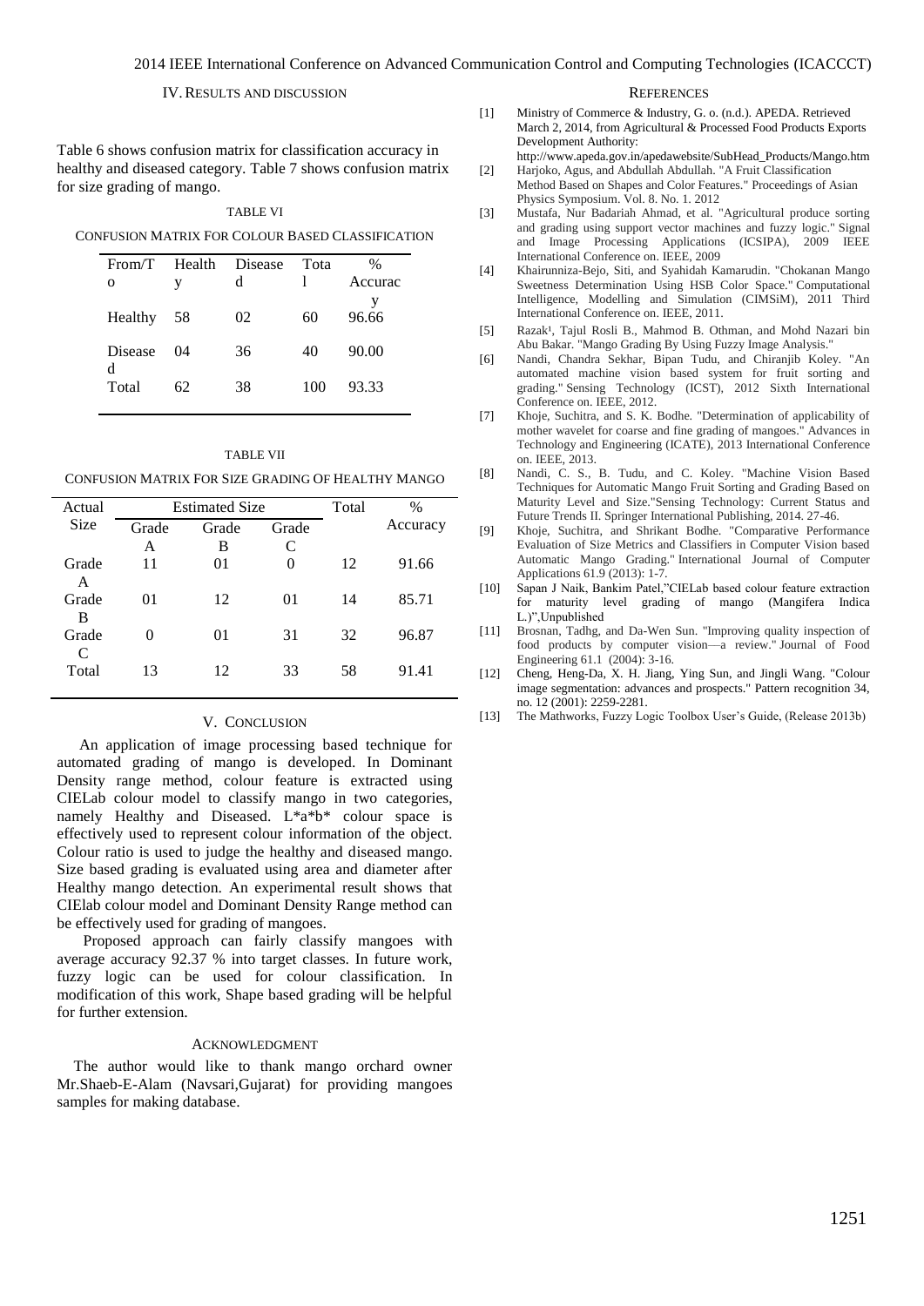## IV. Results and Discussion

Table 6 shows confusion matrix for classification accuracy in healthy and diseased category. Table 7 shows confusion matrix for size grading of mango.

TABLE VI

CONFUSION MATRIX FOR COLOUR BASED CLASSIFICATION

| From/To | Healthy | Diseased | Total | % Accuracy |
|---|---|---|---|---|
| Healthy | 58 | 02 | 60 | 96.66 |
| Diseased | 04 | 36 | 40 | 90.00 |
| Total | 62 | 38 | 100 | 93.33 |

TABLE VII

CONFUSION MATRIX FOR SIZE GRADING OF HEALTHY MANGO

| Actual Size | Estimated Size | | | Total | % Accuracy |
|---|---|---|---|---|---|
| | Grade A | Grade B | Grade C | | |
| Grade A | 11 | 01 | 0 | 12 | 91.66 |
| Grade B | 01 | 12 | 01 | 14 | 85.71 |
| Grade C | 0 | 01 | 31 | 32 | 96.87 |
| Total | 13 | 12 | 33 | 58 | 91.41 |

## V. Conclusion

An application of image processing based technique for automated grading of mango is developed. In Dominant Density range method, colour feature is extracted using CIELab colour model to classify mango in two categories, namely Healthy and Diseased. L*a*b* colour space is effectively used to represent colour information of the object. Colour ratio is used to judge the healthy and diseased mango. Size based grading is evaluated using area and diameter after Healthy mango detection. An experimental result shows that CIElab colour model and Dominant Density Range method can be effectively used for grading of mangoes.

Proposed approach can fairly classify mangoes with average accuracy 92.37 % into target classes. In future work, fuzzy logic can be used for colour classification. In modification of this work, Shape based grading will be helpful for further extension.

## Acknowledgment

The author would like to thank mango orchard owner Mr.Shaeb-E-Alam (Navsari,Gujarat) for providing mangoes samples for making database.

## References

[1] Ministry of Commerce & Industry, G. o. (n.d.). APEDA. Retrieved March 2, 2014, from Agricultural & Processed Food Products Exports Development Authority: http://www.apeda.gov.in/apedawebsite/SubHead_Products/Mango.htm

[2] Harjoko, Agus, and Abdullah Abdullah. "A Fruit Classification Method Based on Shapes and Color Features." Proceedings of Asian Physics Symposium. Vol. 8. No. 1. 2012

[3] Mustafa, Nur Badariah Ahmad, et al. "Agricultural produce sorting and grading using support vector machines and fuzzy logic." Signal and Image Processing Applications (ICSIPA), 2009 IEEE International Conference on. IEEE, 2009

[4] Khairunniza-Bejo, Siti, and Syahidah Kamarudin. "Chokanan Mango Sweetness Determination Using HSB Color Space." Computational Intelligence, Modelling and Simulation (CIMSiM), 2011 Third International Conference on. IEEE, 2011.

[5] Razak¹, Tajul Rosli B., Mahmod B. Othman, and Mohd Nazari bin Abu Bakar. "Mango Grading By Using Fuzzy Image Analysis."

[6] Nandi, Chandra Sekhar, Bipan Tudu, and Chiranjib Koley. "An automated machine vision based system for fruit sorting and grading." Sensing Technology (ICST), 2012 Sixth International Conference on. IEEE, 2012.

[7] Khoje, Suchitra, and S. K. Bodhe. "Determination of applicability of mother wavelet for coarse and fine grading of mangoes." Advances in Technology and Engineering (ICATE), 2013 International Conference on. IEEE, 2013.

[8] Nandi, C. S., B. Tudu, and C. Koley. "Machine Vision Based Techniques for Automatic Mango Fruit Sorting and Grading Based on Maturity Level and Size."Sensing Technology: Current Status and Future Trends II. Springer International Publishing, 2014. 27-46.

[9] Khoje, Suchitra, and Shrikant Bodhe. "Comparative Performance Evaluation of Size Metrics and Classifiers in Computer Vision based Automatic Mango Grading." International Journal of Computer Applications 61.9 (2013): 1-7.

[10] Sapan J Naik, Bankim Patel,"CIELab based colour feature extraction for maturity level grading of mango (Mangifera Indica L.)",Unpublished

[11] Brosnan, Tadhg, and Da-Wen Sun. "Improving quality inspection of food products by computer vision—a review." Journal of Food Engineering 61.1 (2004): 3-16.

[12] Cheng, Heng-Da, X. H. Jiang, Ying Sun, and Jingli Wang. "Colour image segmentation: advances and prospects." Pattern recognition 34, no. 12 (2001): 2259-2281.

[13] The Mathworks, Fuzzy Logic Toolbox User's Guide, (Release 2013b)